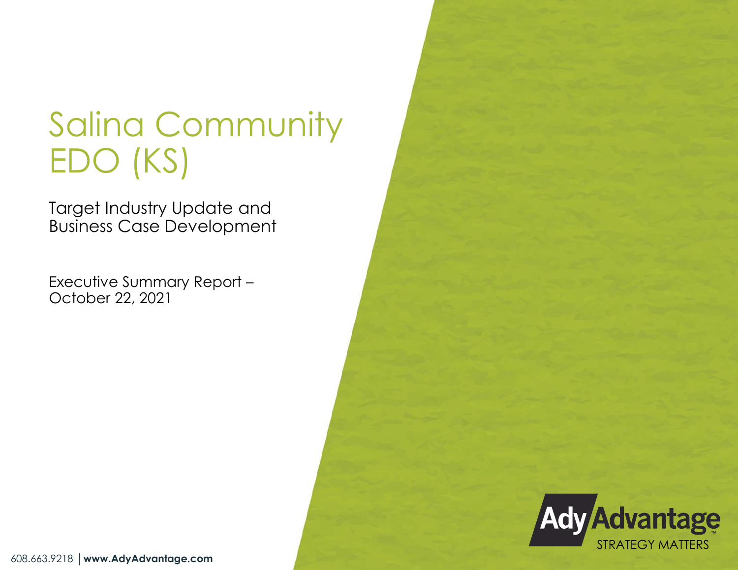# Salina Community EDO (KS)

## Target Industry Update and Business Case Development

Executive Summary Report – October 22, 2021

Ady Advantage
STRATEGY MATTERS

608.663.9218 | **www.AdyAdvantage.com**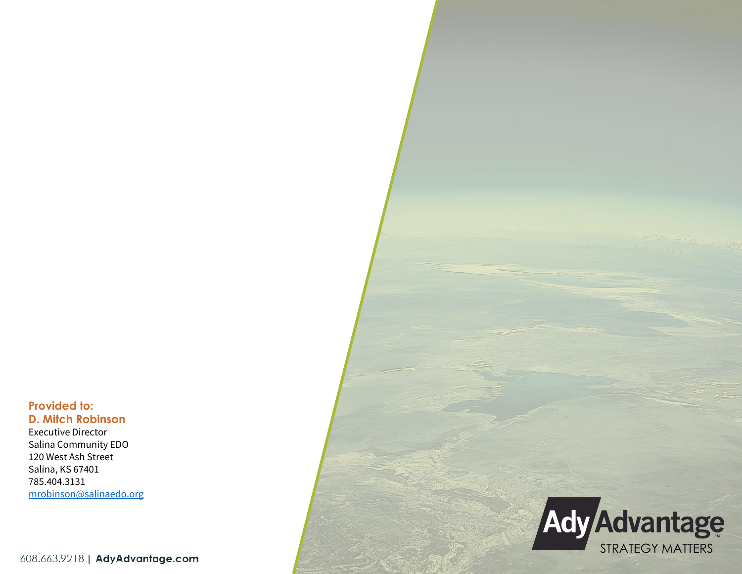**Provided to:**
**D. Mitch Robinson**
Executive Director
Salina Community EDO
120 West Ash Street
Salina, KS 67401
785.404.3131
mrobinson@salinaedo.org

608.663.9218 | **AdyAdvantage.com**

AdyAdvantage™
STRATEGY MATTERS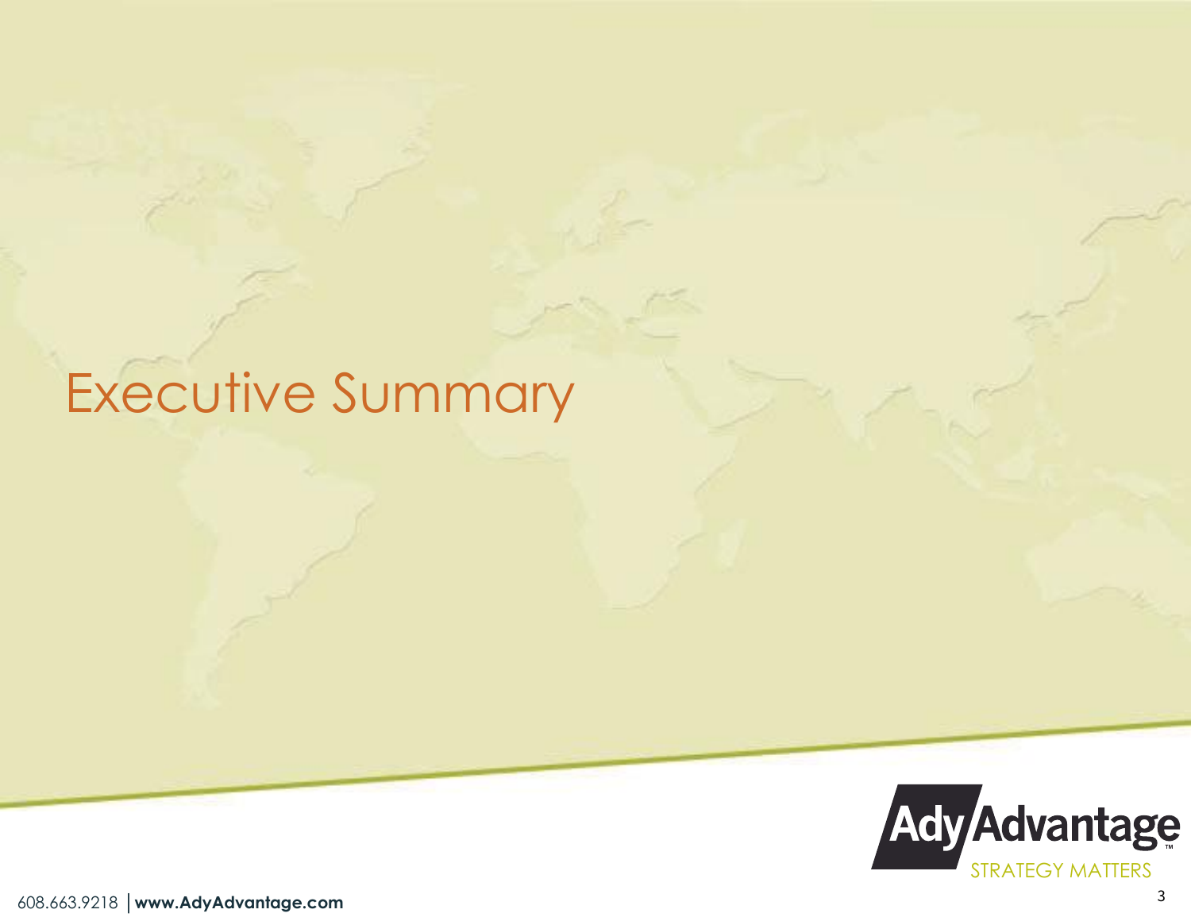# Executive Summary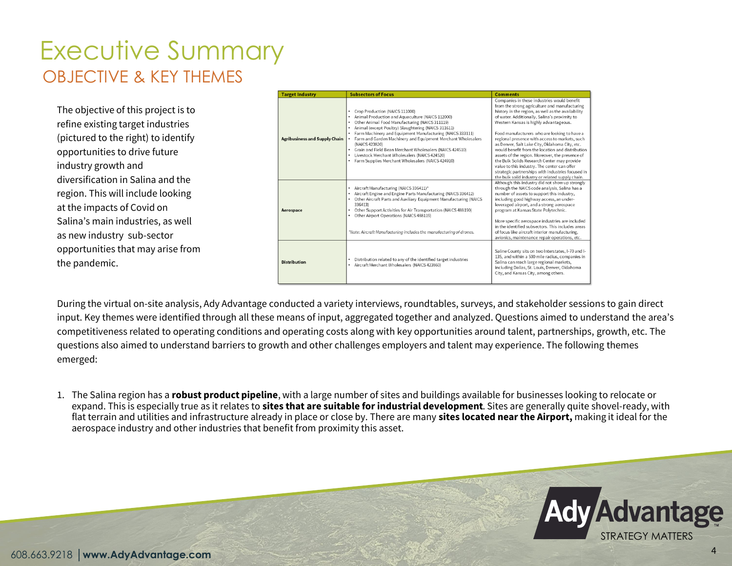# Executive Summary

## OBJECTIVE & KEY THEMES

The objective of this project is to refine existing target industries (pictured to the right) to identify opportunities to drive future industry growth and diversification in Salina and the region. This will include looking at the impacts of Covid on Salina's main industries, as well as new industry sub-sector opportunities that may arise from the pandemic.

| Target Industry | Subsectors of Focus | Comments |
|---|---|---|
| Agribusiness and Supply Chain | • Crop Production (NAICS 111000)<br>• Animal Production and Aquaculture (NAICS 112000)<br>• Other Animal Food Manufacturing (NAICS 311119)<br>• Animal (except Poultry) Slaughtering (NAICS 311611)<br>• Farm Machinery and Equipment Manufacturing (NAICS 333111)<br>• Farm and Garden Machinery and Equipment Merchant Wholesalers (NAICS 423820)<br>• Grain and Field Bean Merchant Wholesalers (NAICS 424510)<br>• Livestock Merchant Wholesalers (NAICS 424520)<br>• Farm Supplies Merchant Wholesalers (NAICS 424910) | Companies in these industries would benefit from the strong agriculture and manufacturing history in the region, as well as the availability of water. Additionally, Salina's proximity to Western Kansas is highly advantageous.<br><br>Food manufacturers who are looking to have a regional presence with access to markets, such as Denver, Salt Lake City, Oklahoma City, etc. would benefit from the location and distribution assets of the region. Moreover, the presence of the Bulk Solids Research Center may provide value to this industry. The center can offer strategic partnerships with industries focused in the bulk solid industry or related supply chain. |
| Aerospace | • Aircraft Manufacturing (NAICS 336411)*<br>• Aircraft Engine and Engine Parts Manufacturing (NAICS 336412)<br>• Other Aircraft Parts and Auxiliary Equipment Manufacturing (NAICS 336413)<br>• Other Support Activities for Air Transportation (NAICS 488190)<br>• Other Airport Operations (NAICS 488119)<br><br>*Note: Aircraft Manufacturing includes the manufacturing of drones.* | Although this industry did not show up strongly through the NAICS code analysis, Salina has a number of assets to support this industry, including good highway access, an under-leveraged airport, and a strong aerospace program at Kansas State Polytechnic.<br><br>More specific aerospace industries are included in the identified subsectors. This includes areas of focus like aircraft interior manufacturing, avionics, maintenance repair operations, etc. |
| Distribution | • Distribution related to any of the identified target industries<br>• Aircraft Merchant Wholesalers (NAICS 423860) | Saline County sits on two Interstates, I-70 and I-135, and within a 500 mile radius, companies in Salina can reach large regional markets, including Dallas, St. Louis, Denver, Oklahoma City, and Kansas City, among others. |

During the virtual on-site analysis, Ady Advantage conducted a variety interviews, roundtables, surveys, and stakeholder sessions to gain direct input. Key themes were identified through all these means of input, aggregated together and analyzed. Questions aimed to understand the area's competitiveness related to operating conditions and operating costs along with key opportunities around talent, partnerships, growth, etc. The questions also aimed to understand barriers to growth and other challenges employers and talent may experience. The following themes emerged:

1. The Salina region has a **robust product pipeline**, with a large number of sites and buildings available for businesses looking to relocate or expand. This is especially true as it relates to **sites that are suitable for industrial development**. Sites are generally quite shovel-ready, with flat terrain and utilities and infrastructure already in place or close by. There are many **sites located near the Airport,** making it ideal for the aerospace industry and other industries that benefit from proximity this asset.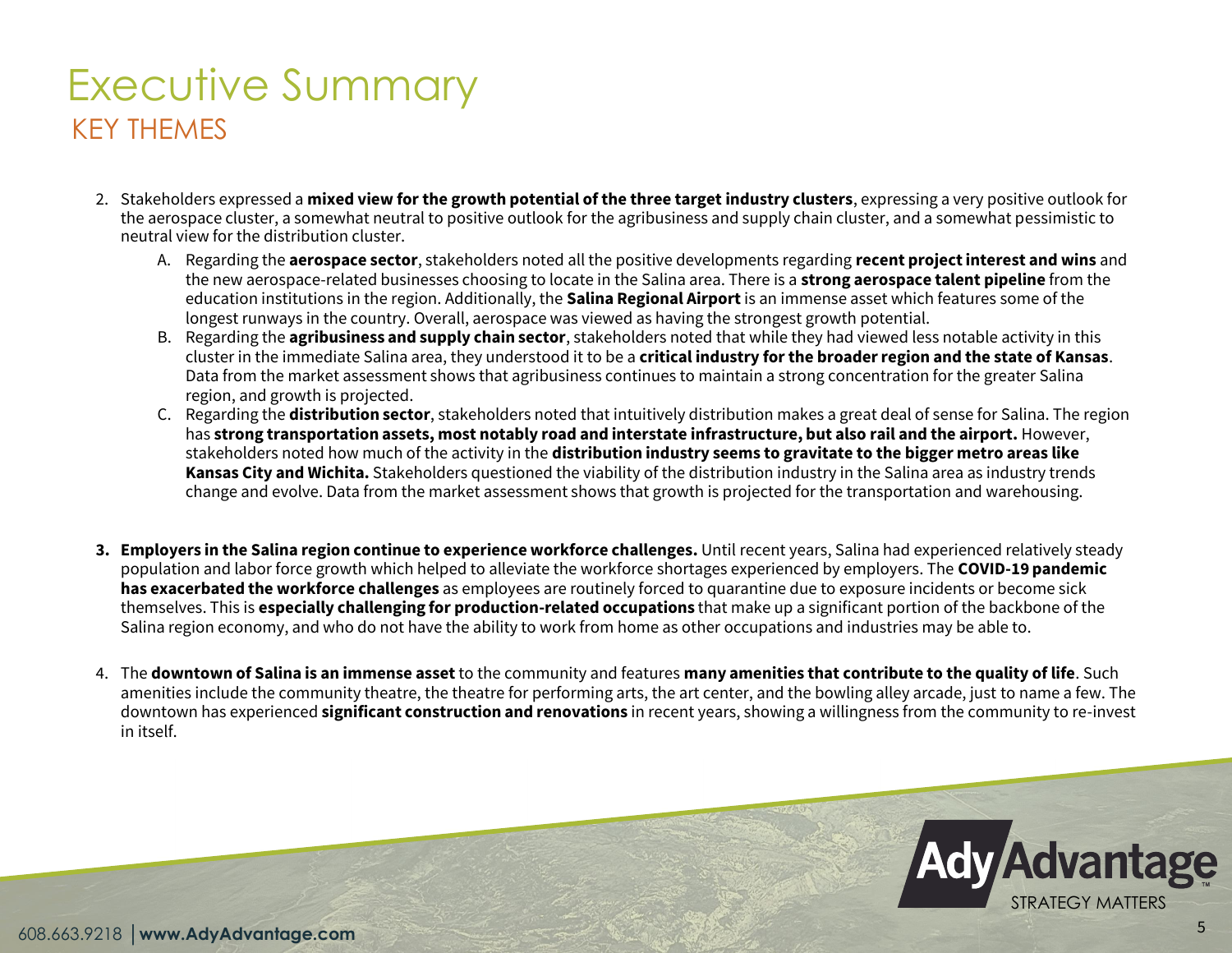# Executive Summary

## KEY THEMES

2. Stakeholders expressed a **mixed view for the growth potential of the three target industry clusters**, expressing a very positive outlook for the aerospace cluster, a somewhat neutral to positive outlook for the agribusiness and supply chain cluster, and a somewhat pessimistic to neutral view for the distribution cluster.
   A. Regarding the **aerospace sector**, stakeholders noted all the positive developments regarding **recent project interest and wins** and the new aerospace-related businesses choosing to locate in the Salina area. There is a **strong aerospace talent pipeline** from the education institutions in the region. Additionally, the **Salina Regional Airport** is an immense asset which features some of the longest runways in the country. Overall, aerospace was viewed as having the strongest growth potential.
   B. Regarding the **agribusiness and supply chain sector**, stakeholders noted that while they had viewed less notable activity in this cluster in the immediate Salina area, they understood it to be a **critical industry for the broader region and the state of Kansas**. Data from the market assessment shows that agribusiness continues to maintain a strong concentration for the greater Salina region, and growth is projected.
   C. Regarding the **distribution sector**, stakeholders noted that intuitively distribution makes a great deal of sense for Salina. The region has **strong transportation assets, most notably road and interstate infrastructure, but also rail and the airport.** However, stakeholders noted how much of the activity in the **distribution industry seems to gravitate to the bigger metro areas like Kansas City and Wichita.** Stakeholders questioned the viability of the distribution industry in the Salina area as industry trends change and evolve. Data from the market assessment shows that growth is projected for the transportation and warehousing.

3. **Employers in the Salina region continue to experience workforce challenges.** Until recent years, Salina had experienced relatively steady population and labor force growth which helped to alleviate the workforce shortages experienced by employers. The **COVID-19 pandemic has exacerbated the workforce challenges** as employees are routinely forced to quarantine due to exposure incidents or become sick themselves. This is **especially challenging for production-related occupations** that make up a significant portion of the backbone of the Salina region economy, and who do not have the ability to work from home as other occupations and industries may be able to.

4. The **downtown of Salina is an immense asset** to the community and features **many amenities that contribute to the quality of life**. Such amenities include the community theatre, the theatre for performing arts, the art center, and the bowling alley arcade, just to name a few. The downtown has experienced **significant construction and renovations** in recent years, showing a willingness from the community to re-invest in itself.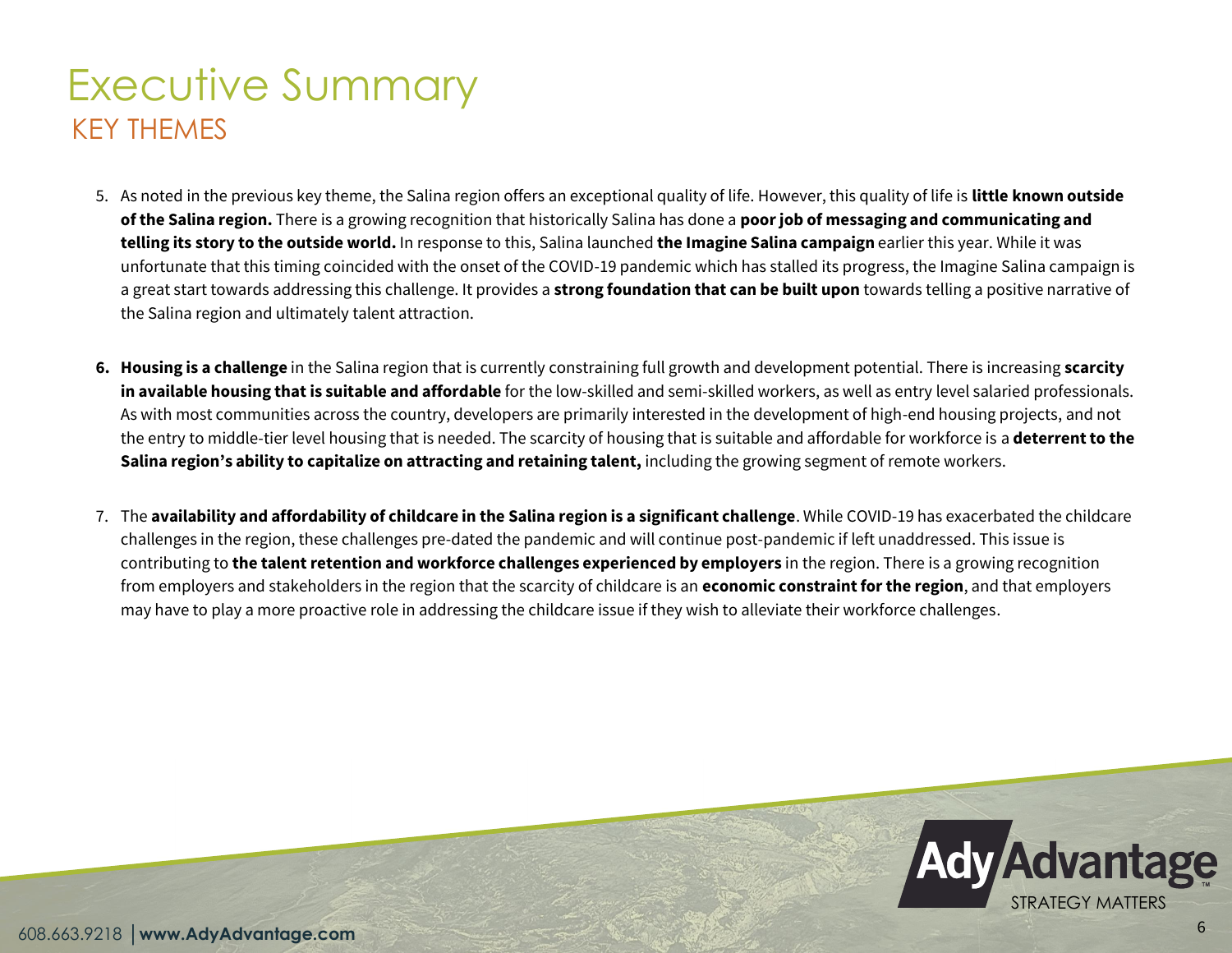# Executive Summary

## KEY THEMES

5. As noted in the previous key theme, the Salina region offers an exceptional quality of life. However, this quality of life is **little known outside of the Salina region.** There is a growing recognition that historically Salina has done a **poor job of messaging and communicating and telling its story to the outside world.** In response to this, Salina launched **the Imagine Salina campaign** earlier this year. While it was unfortunate that this timing coincided with the onset of the COVID-19 pandemic which has stalled its progress, the Imagine Salina campaign is a great start towards addressing this challenge. It provides a **strong foundation that can be built upon** towards telling a positive narrative of the Salina region and ultimately talent attraction.

6. **Housing is a challenge** in the Salina region that is currently constraining full growth and development potential. There is increasing **scarcity in available housing that is suitable and affordable** for the low-skilled and semi-skilled workers, as well as entry level salaried professionals. As with most communities across the country, developers are primarily interested in the development of high-end housing projects, and not the entry to middle-tier level housing that is needed. The scarcity of housing that is suitable and affordable for workforce is a **deterrent to the Salina region's ability to capitalize on attracting and retaining talent,** including the growing segment of remote workers.

7. The **availability and affordability of childcare in the Salina region is a significant challenge**. While COVID-19 has exacerbated the childcare challenges in the region, these challenges pre-dated the pandemic and will continue post-pandemic if left unaddressed. This issue is contributing to **the talent retention and workforce challenges experienced by employers** in the region. There is a growing recognition from employers and stakeholders in the region that the scarcity of childcare is an **economic constraint for the region**, and that employers may have to play a more proactive role in addressing the childcare issue if they wish to alleviate their workforce challenges.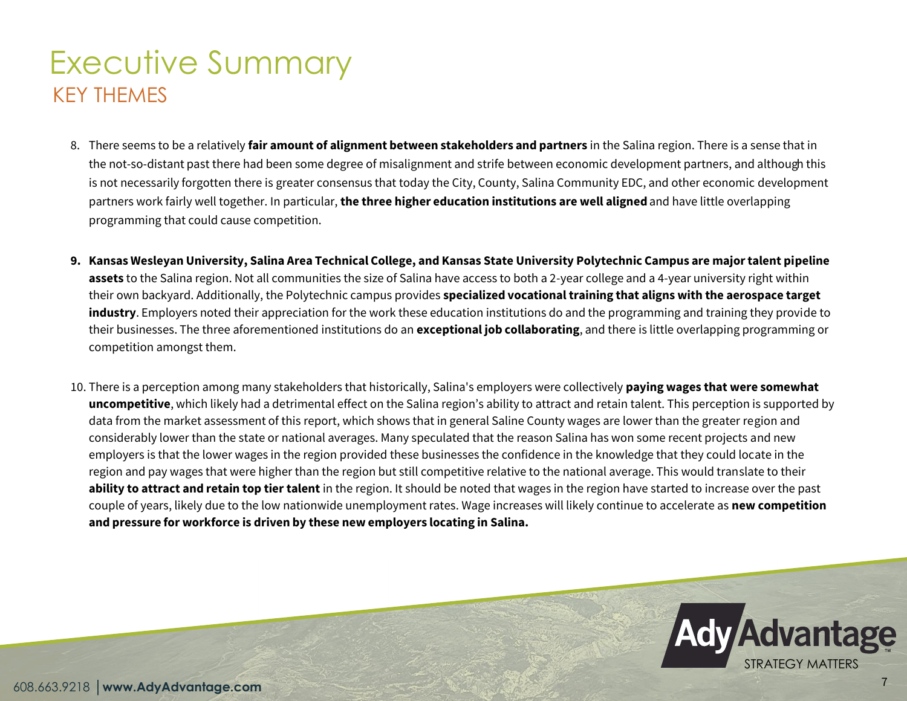# Executive Summary

## KEY THEMES

8. There seems to be a relatively **fair amount of alignment between stakeholders and partners** in the Salina region. There is a sense that in the not-so-distant past there had been some degree of misalignment and strife between economic development partners, and although this is not necessarily forgotten there is greater consensus that today the City, County, Salina Community EDC, and other economic development partners work fairly well together. In particular, **the three higher education institutions are well aligned** and have little overlapping programming that could cause competition.

9. **Kansas Wesleyan University, Salina Area Technical College, and Kansas State University Polytechnic Campus are major talent pipeline assets** to the Salina region. Not all communities the size of Salina have access to both a 2-year college and a 4-year university right within their own backyard. Additionally, the Polytechnic campus provides **specialized vocational training that aligns with the aerospace target industry**. Employers noted their appreciation for the work these education institutions do and the programming and training they provide to their businesses. The three aforementioned institutions do an **exceptional job collaborating**, and there is little overlapping programming or competition amongst them.

10. There is a perception among many stakeholders that historically, Salina's employers were collectively **paying wages that were somewhat uncompetitive**, which likely had a detrimental effect on the Salina region's ability to attract and retain talent. This perception is supported by data from the market assessment of this report, which shows that in general Saline County wages are lower than the greater region and considerably lower than the state or national averages. Many speculated that the reason Salina has won some recent projects and new employers is that the lower wages in the region provided these businesses the confidence in the knowledge that they could locate in the region and pay wages that were higher than the region but still competitive relative to the national average. This would translate to their **ability to attract and retain top tier talent** in the region. It should be noted that wages in the region have started to increase over the past couple of years, likely due to the low nationwide unemployment rates. Wage increases will likely continue to accelerate as **new competition and pressure for workforce is driven by these new employers locating in Salina.**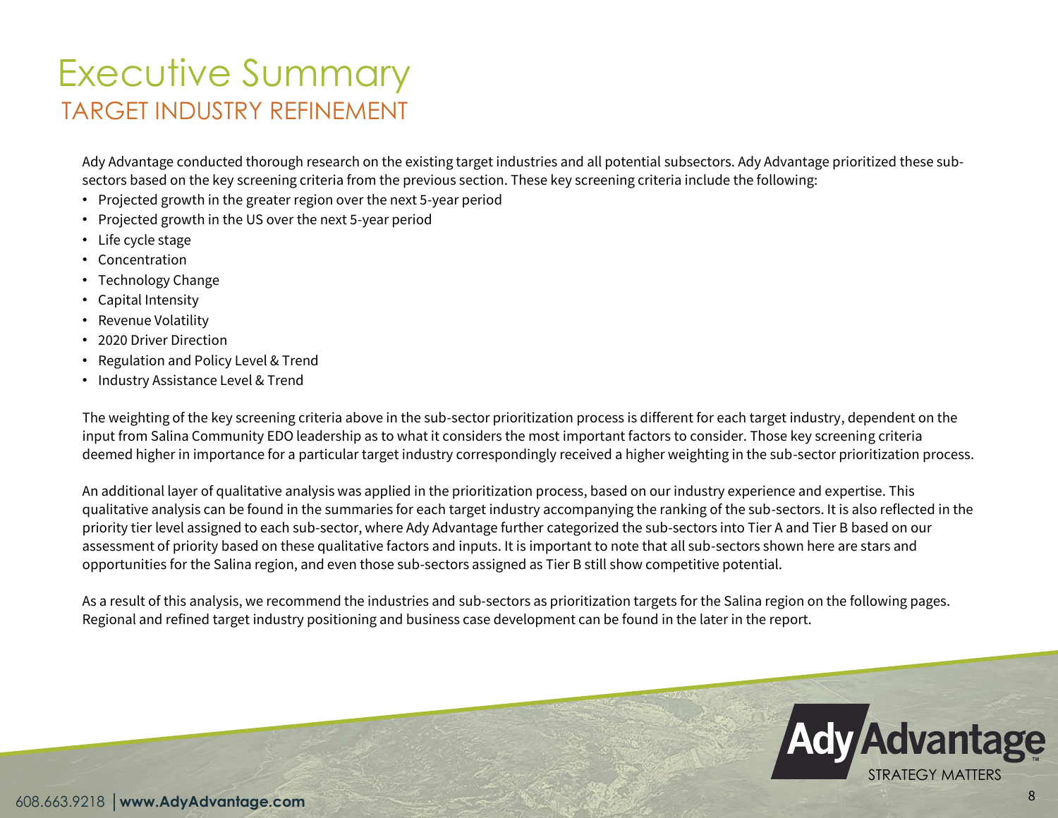# Executive Summary

## TARGET INDUSTRY REFINEMENT

Ady Advantage conducted thorough research on the existing target industries and all potential subsectors. Ady Advantage prioritized these sub-sectors based on the key screening criteria from the previous section. These key screening criteria include the following:

- Projected growth in the greater region over the next 5-year period
- Projected growth in the US over the next 5-year period
- Life cycle stage
- Concentration
- Technology Change
- Capital Intensity
- Revenue Volatility
- 2020 Driver Direction
- Regulation and Policy Level & Trend
- Industry Assistance Level & Trend

The weighting of the key screening criteria above in the sub-sector prioritization process is different for each target industry, dependent on the input from Salina Community EDO leadership as to what it considers the most important factors to consider. Those key screening criteria deemed higher in importance for a particular target industry correspondingly received a higher weighting in the sub-sector prioritization process.

An additional layer of qualitative analysis was applied in the prioritization process, based on our industry experience and expertise. This qualitative analysis can be found in the summaries for each target industry accompanying the ranking of the sub-sectors. It is also reflected in the priority tier level assigned to each sub-sector, where Ady Advantage further categorized the sub-sectors into Tier A and Tier B based on our assessment of priority based on these qualitative factors and inputs. It is important to note that all sub-sectors shown here are stars and opportunities for the Salina region, and even those sub-sectors assigned as Tier B still show competitive potential.

As a result of this analysis, we recommend the industries and sub-sectors as prioritization targets for the Salina region on the following pages. Regional and refined target industry positioning and business case development can be found in the later in the report.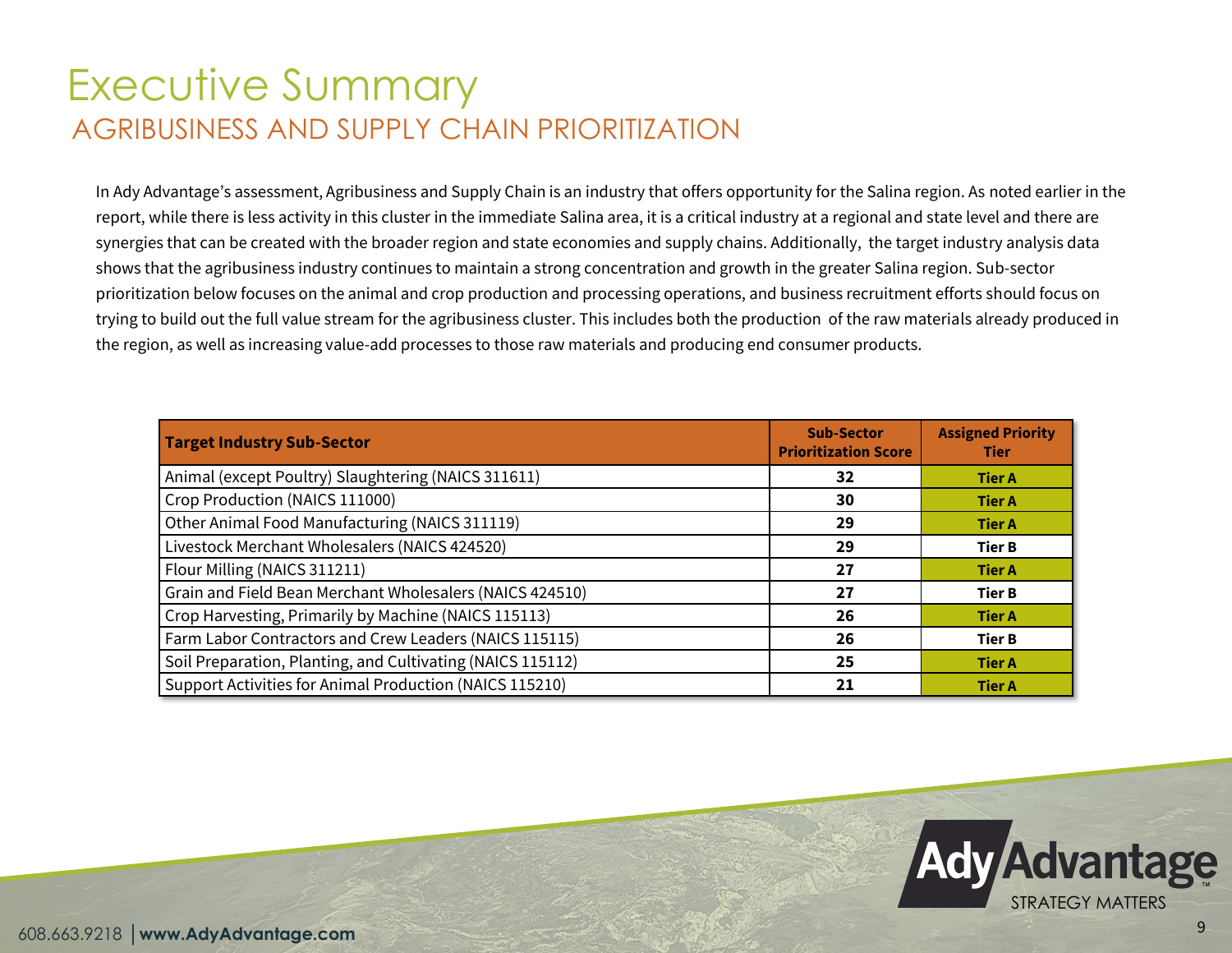# Executive Summary

## AGRIBUSINESS AND SUPPLY CHAIN PRIORITIZATION

In Ady Advantage's assessment, Agribusiness and Supply Chain is an industry that offers opportunity for the Salina region. As noted earlier in the report, while there is less activity in this cluster in the immediate Salina area, it is a critical industry at a regional and state level and there are synergies that can be created with the broader region and state economies and supply chains. Additionally, the target industry analysis data shows that the agribusiness industry continues to maintain a strong concentration and growth in the greater Salina region. Sub-sector prioritization below focuses on the animal and crop production and processing operations, and business recruitment efforts should focus on trying to build out the full value stream for the agribusiness cluster. This includes both the production of the raw materials already produced in the region, as well as increasing value-add processes to those raw materials and producing end consumer products.

| Target Industry Sub-Sector | Sub-Sector Prioritization Score | Assigned Priority Tier |
|---|---|---|
| Animal (except Poultry) Slaughtering (NAICS 311611) | 32 | Tier A |
| Crop Production (NAICS 111000) | 30 | Tier A |
| Other Animal Food Manufacturing (NAICS 311119) | 29 | Tier A |
| Livestock Merchant Wholesalers (NAICS 424520) | 29 | Tier B |
| Flour Milling (NAICS 311211) | 27 | Tier A |
| Grain and Field Bean Merchant Wholesalers (NAICS 424510) | 27 | Tier B |
| Crop Harvesting, Primarily by Machine (NAICS 115113) | 26 | Tier A |
| Farm Labor Contractors and Crew Leaders (NAICS 115115) | 26 | Tier B |
| Soil Preparation, Planting, and Cultivating (NAICS 115112) | 25 | Tier A |
| Support Activities for Animal Production (NAICS 115210) | 21 | Tier A |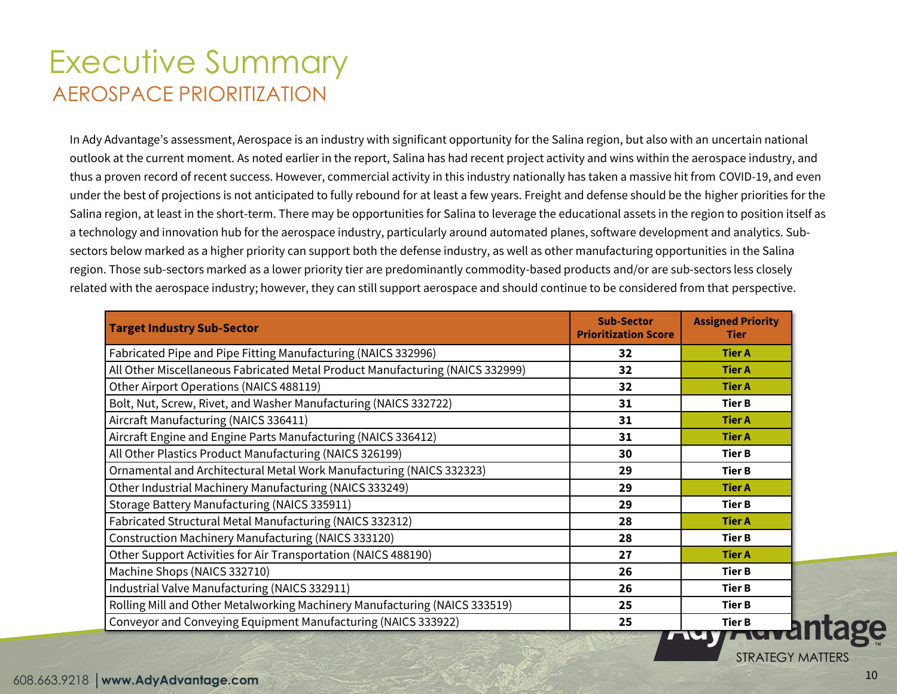# Executive Summary

## AEROSPACE PRIORITIZATION

In Ady Advantage's assessment, Aerospace is an industry with significant opportunity for the Salina region, but also with an uncertain national outlook at the current moment. As noted earlier in the report, Salina has had recent project activity and wins within the aerospace industry, and thus a proven record of recent success. However, commercial activity in this industry nationally has taken a massive hit from COVID-19, and even under the best of projections is not anticipated to fully rebound for at least a few years. Freight and defense should be the higher priorities for the Salina region, at least in the short-term. There may be opportunities for Salina to leverage the educational assets in the region to position itself as a technology and innovation hub for the aerospace industry, particularly around automated planes, software development and analytics. Sub-sectors below marked as a higher priority can support both the defense industry, as well as other manufacturing opportunities in the Salina region. Those sub-sectors marked as a lower priority tier are predominantly commodity-based products and/or are sub-sectors less closely related with the aerospace industry; however, they can still support aerospace and should continue to be considered from that perspective.

| Target Industry Sub-Sector | Sub-Sector Prioritization Score | Assigned Priority Tier |
|---|---|---|
| Fabricated Pipe and Pipe Fitting Manufacturing (NAICS 332996) | 32 | Tier A |
| All Other Miscellaneous Fabricated Metal Product Manufacturing (NAICS 332999) | 32 | Tier A |
| Other Airport Operations (NAICS 488119) | 32 | Tier A |
| Bolt, Nut, Screw, Rivet, and Washer Manufacturing (NAICS 332722) | 31 | Tier B |
| Aircraft Manufacturing (NAICS 336411) | 31 | Tier A |
| Aircraft Engine and Engine Parts Manufacturing (NAICS 336412) | 31 | Tier A |
| All Other Plastics Product Manufacturing (NAICS 326199) | 30 | Tier B |
| Ornamental and Architectural Metal Work Manufacturing (NAICS 332323) | 29 | Tier B |
| Other Industrial Machinery Manufacturing (NAICS 333249) | 29 | Tier A |
| Storage Battery Manufacturing (NAICS 335911) | 29 | Tier B |
| Fabricated Structural Metal Manufacturing (NAICS 332312) | 28 | Tier A |
| Construction Machinery Manufacturing (NAICS 333120) | 28 | Tier B |
| Other Support Activities for Air Transportation (NAICS 488190) | 27 | Tier A |
| Machine Shops (NAICS 332710) | 26 | Tier B |
| Industrial Valve Manufacturing (NAICS 332911) | 26 | Tier B |
| Rolling Mill and Other Metalworking Machinery Manufacturing (NAICS 333519) | 25 | Tier B |
| Conveyor and Conveying Equipment Manufacturing (NAICS 333922) | 25 | Tier B |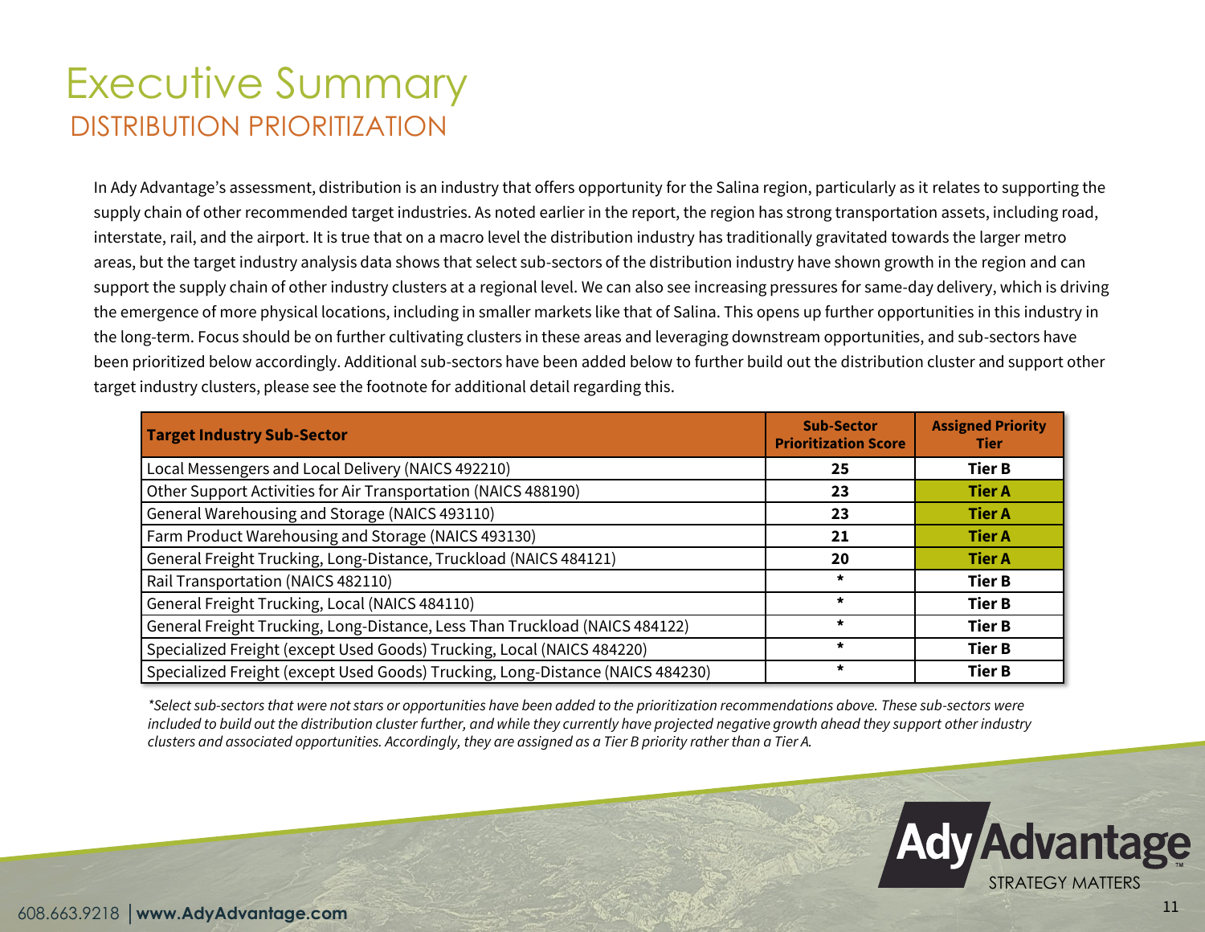# Executive Summary

## DISTRIBUTION PRIORITIZATION

In Ady Advantage's assessment, distribution is an industry that offers opportunity for the Salina region, particularly as it relates to supporting the supply chain of other recommended target industries. As noted earlier in the report, the region has strong transportation assets, including road, interstate, rail, and the airport. It is true that on a macro level the distribution industry has traditionally gravitated towards the larger metro areas, but the target industry analysis data shows that select sub-sectors of the distribution industry have shown growth in the region and can support the supply chain of other industry clusters at a regional level. We can also see increasing pressures for same-day delivery, which is driving the emergence of more physical locations, including in smaller markets like that of Salina. This opens up further opportunities in this industry in the long-term. Focus should be on further cultivating clusters in these areas and leveraging downstream opportunities, and sub-sectors have been prioritized below accordingly. Additional sub-sectors have been added below to further build out the distribution cluster and support other target industry clusters, please see the footnote for additional detail regarding this.

| Target Industry Sub-Sector | Sub-Sector Prioritization Score | Assigned Priority Tier |
|---|---|---|
| Local Messengers and Local Delivery (NAICS 492210) | 25 | Tier B |
| Other Support Activities for Air Transportation (NAICS 488190) | 23 | Tier A |
| General Warehousing and Storage (NAICS 493110) | 23 | Tier A |
| Farm Product Warehousing and Storage (NAICS 493130) | 21 | Tier A |
| General Freight Trucking, Long-Distance, Truckload (NAICS 484121) | 20 | Tier A |
| Rail Transportation (NAICS 482110) | * | Tier B |
| General Freight Trucking, Local (NAICS 484110) | * | Tier B |
| General Freight Trucking, Long-Distance, Less Than Truckload (NAICS 484122) | * | Tier B |
| Specialized Freight (except Used Goods) Trucking, Local (NAICS 484220) | * | Tier B |
| Specialized Freight (except Used Goods) Trucking, Long-Distance (NAICS 484230) | * | Tier B |

*\*Select sub-sectors that were not stars or opportunities have been added to the prioritization recommendations above. These sub-sectors were included to build out the distribution cluster further, and while they currently have projected negative growth ahead they support other industry clusters and associated opportunities. Accordingly, they are assigned as a Tier B priority rather than a Tier A.*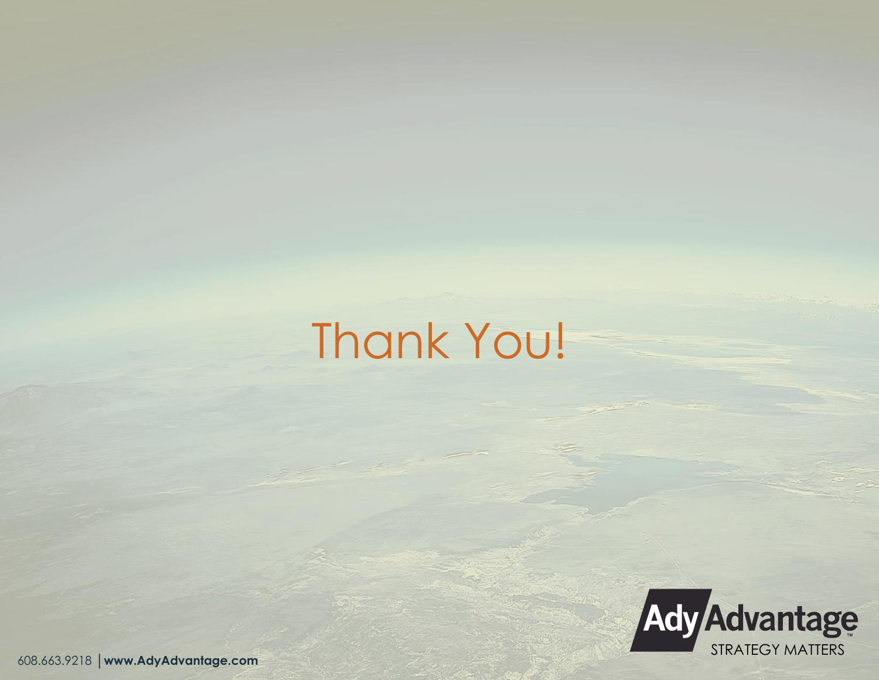# Thank You!

608.663.9218 | **www.AdyAdvantage.com**

Ady Advantage™

STRATEGY MATTERS